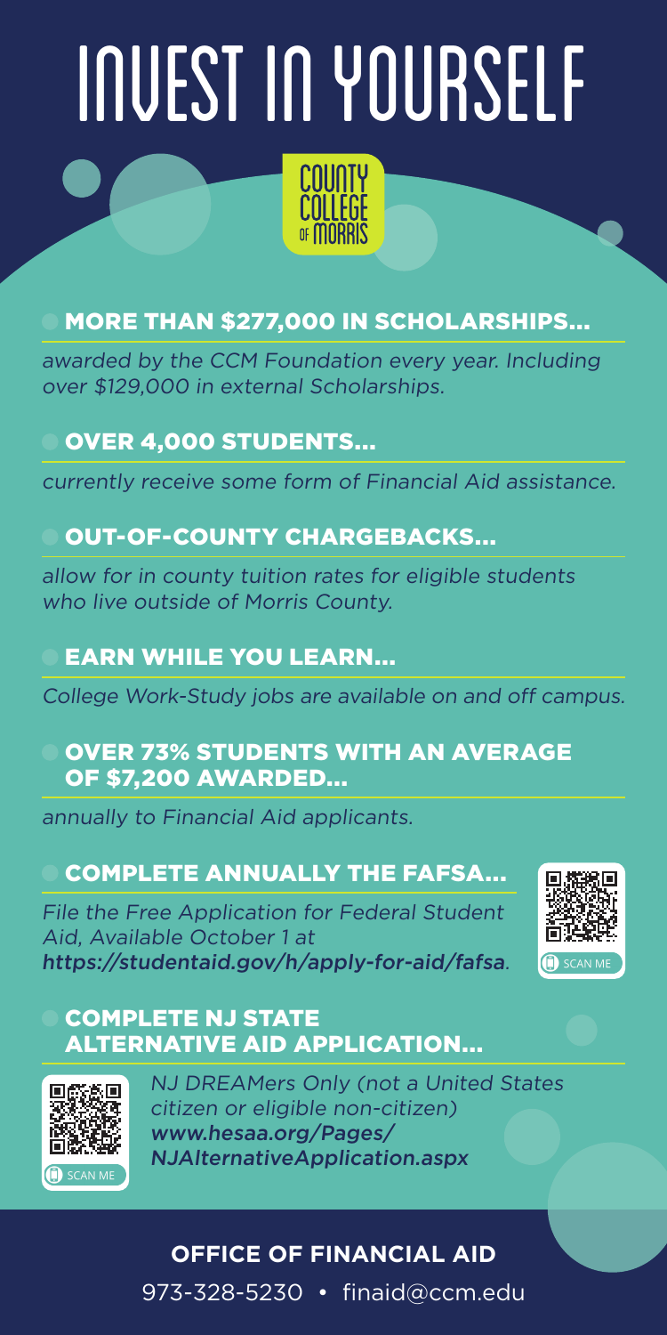# INVEST IN YOURSELF

COUNTY COLLEGE OF MORRIS

## MORE THAN $277,000 IN SCHOLARSHIPS...

*awarded by the CCM Foundation every year. Including over $129,000 in external Scholarships.*

## OVER 4,000 STUDENTS...

*currently receive some form of Financial Aid assistance.*

## OUT-OF-COUNTY CHARGEBACKS...

*allow for in county tuition rates for eligible students who live outside of Morris County.*

## EARN WHILE YOU LEARN...

*College Work-Study jobs are available on and off campus.*

## OVER 73% STUDENTS WITH AN AVERAGE OF $7,200 AWARDED...

*annually to Financial Aid applicants.*

## COMPLETE ANNUALLY THE FAFSA...

*File the Free Application for Federal Student Aid, Available October 1 at* ***https://studentaid.gov/h/apply-for-aid/fafsa****.*

SCAN ME

## COMPLETE NJ STATE ALTERNATIVE AID APPLICATION...

*NJ DREAMers Only (not a United States citizen or eligible non-citizen)* ***www.hesaa.org/Pages/NJAlternativeApplication.aspx***

SCAN ME

**OFFICE OF FINANCIAL AID**

973-328-5230 • finaid@ccm.edu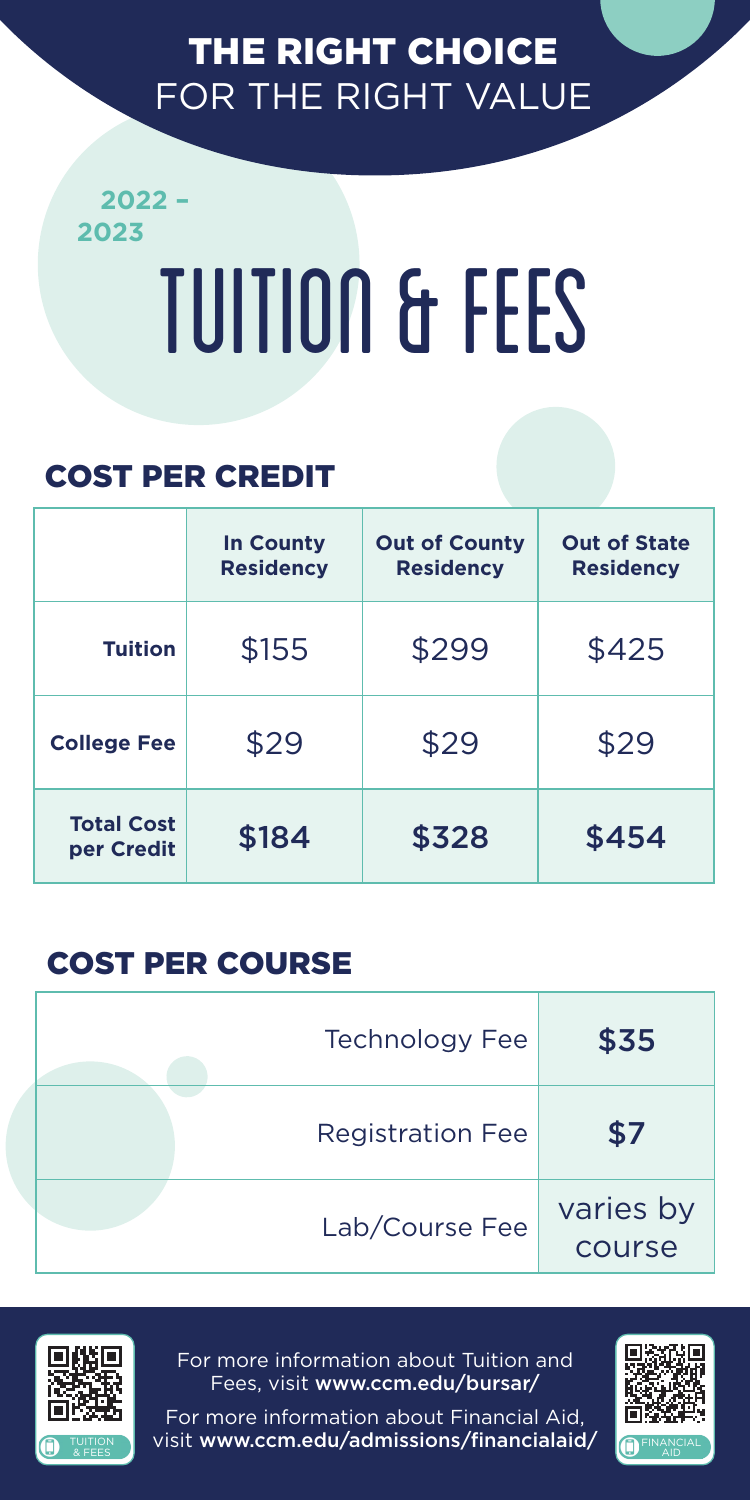# THE RIGHT CHOICE FOR THE RIGHT VALUE

**2022 – 2023**

# TUITION & FEES

## COST PER CREDIT

| | In County Residency | Out of County Residency | Out of State Residency |
|---|---|---|---|
| **Tuition** | $155 | $299 | $425 |
| **College Fee** | $29 | $29 | $29 |
| **Total Cost per Credit** | **$184** | **$328** | **$454** |

## COST PER COURSE

| | |
|---|---|
| Technology Fee | **$35** |
| Registration Fee | **$7** |
| Lab/Course Fee | varies by course |

TUITION & FEES

For more information about Tuition and Fees, visit **www.ccm.edu/bursar/**

For more information about Financial Aid, visit **www.ccm.edu/admissions/financialaid/**

FINANCIAL AID